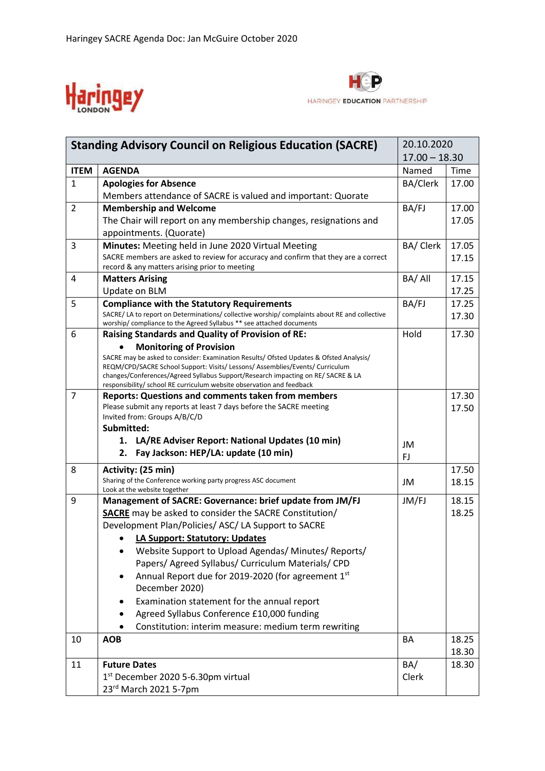Haringey SACRE Agenda Doc: Jan McGuire October 2020

Haringey LONDON

HEP HARINGEY EDUCATION PARTNERSHIP

| **Standing Advisory Council on Religious Education (SACRE)** | | 20.10.2020 17.00 – 18.30 | |
|---|---|---|---|
| **ITEM** | **AGENDA** | Named | Time |
| 1 | **Apologies for Absence**<br>Members attendance of SACRE is valued and important: Quorate | BA/Clerk | 17.00 |
| 2 | **Membership and Welcome**<br>The Chair will report on any membership changes, resignations and appointments. (Quorate) | BA/FJ | 17.00<br>17.05 |
| 3 | **Minutes:** Meeting held in June 2020 Virtual Meeting<br>SACRE members are asked to review for accuracy and confirm that they are a correct record & any matters arising prior to meeting | BA/ Clerk | 17.05<br>17.15 |
| 4 | **Matters Arising**<br>Update on BLM | BA/ All | 17.15<br>17.25 |
| 5 | **Compliance with the Statutory Requirements**<br>SACRE/ LA to report on Determinations/ collective worship/ complaints about RE and collective worship/ compliance to the Agreed Syllabus ** see attached documents | BA/FJ | 17.25<br>17.30 |
| 6 | **Raising Standards and Quality of Provision of RE:**<br>• **Monitoring of Provision**<br>SACRE may be asked to consider: Examination Results/ Ofsted Updates & Ofsted Analysis/ REQM/CPD/SACRE School Support: Visits/ Lessons/ Assemblies/Events/ Curriculum changes/Conferences/Agreed Syllabus Support/Research impacting on RE/ SACRE & LA responsibility/ school RE curriculum website observation and feedback | Hold | 17.30 |
| 7 | **Reports: Questions and comments taken from members**<br>Please submit any reports at least 7 days before the SACRE meeting<br>Invited from: Groups A/B/C/D<br>**Submitted:**<br>1. **LA/RE Adviser Report: National Updates (10 min)**<br>2. **Fay Jackson: HEP/LA: update (10 min)** | JM<br>FJ | 17.30<br>17.50 |
| 8 | **Activity: (25 min)**<br>Sharing of the Conference working party progress ASC document<br>Look at the website together | JM | 17.50<br>18.15 |
| 9 | **Management of SACRE: Governance: brief update from JM/FJ**<br>**SACRE** may be asked to consider the SACRE Constitution/ Development Plan/Policies/ ASC/ LA Support to SACRE<br>• **LA Support: Statutory: Updates**<br>• Website Support to Upload Agendas/ Minutes/ Reports/ Papers/ Agreed Syllabus/ Curriculum Materials/ CPD<br>• Annual Report due for 2019-2020 (for agreement 1st December 2020)<br>• Examination statement for the annual report<br>• Agreed Syllabus Conference £10,000 funding<br>• Constitution: interim measure: medium term rewriting | JM/FJ | 18.15<br>18.25 |
| 10 | **AOB** | BA | 18.25<br>18.30 |
| 11 | **Future Dates**<br>1st December 2020 5-6.30pm virtual<br>23rd March 2021 5-7pm | BA/ Clerk | 18.30 |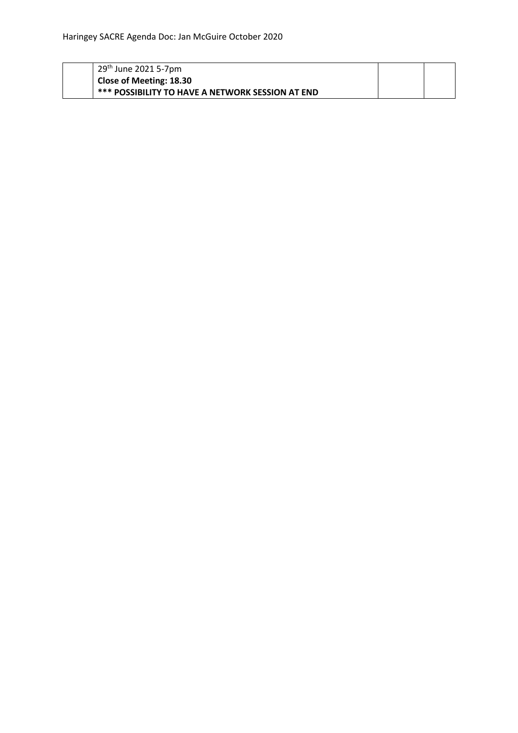| | | | |
|---|---|---|---|
| | 29th June 2021 5-7pm<br>**Close of Meeting: 18.30**<br>**\*\*\* POSSIBILITY TO HAVE A NETWORK SESSION AT END** | | |